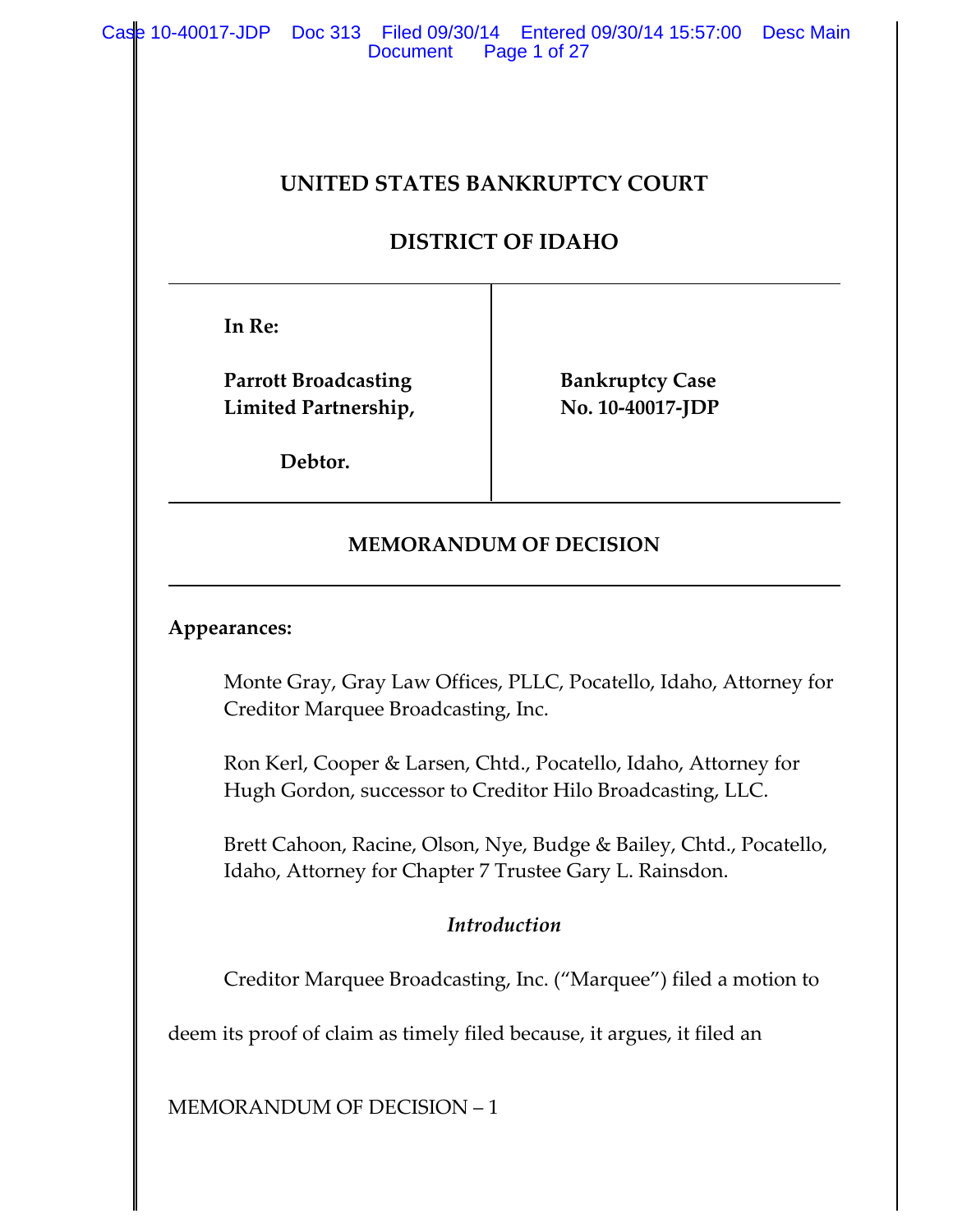# UNITED STATES BANKRUPTCY COURT

# DISTRICT OF IDAHO

| In Re: Parrott Broadcasting Limited Partnership, Debtor. | Bankruptcy Case No. 10-40017-JDP |
|---|---|

## MEMORANDUM OF DECISION

**Appearances:**

Monte Gray, Gray Law Offices, PLLC, Pocatello, Idaho, Attorney for Creditor Marquee Broadcasting, Inc.

Ron Kerl, Cooper & Larsen, Chtd., Pocatello, Idaho, Attorney for Hugh Gordon, successor to Creditor Hilo Broadcasting, LLC.

Brett Cahoon, Racine, Olson, Nye, Budge & Bailey, Chtd., Pocatello, Idaho, Attorney for Chapter 7 Trustee Gary L. Rainsdon.

### *Introduction*

Creditor Marquee Broadcasting, Inc. ("Marquee") filed a motion to deem its proof of claim as timely filed because, it argues, it filed an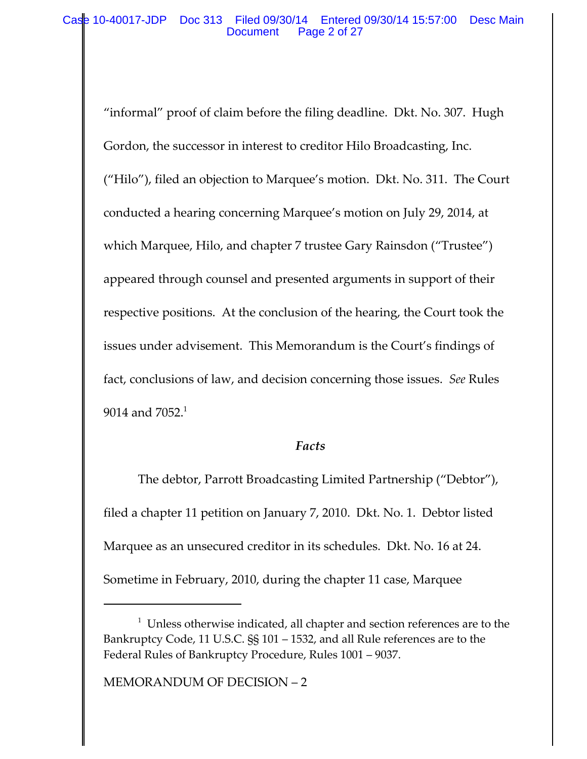"informal" proof of claim before the filing deadline. Dkt. No. 307. Hugh Gordon, the successor in interest to creditor Hilo Broadcasting, Inc. ("Hilo"), filed an objection to Marquee's motion. Dkt. No. 311. The Court conducted a hearing concerning Marquee's motion on July 29, 2014, at which Marquee, Hilo, and chapter 7 trustee Gary Rainsdon ("Trustee") appeared through counsel and presented arguments in support of their respective positions. At the conclusion of the hearing, the Court took the issues under advisement. This Memorandum is the Court's findings of fact, conclusions of law, and decision concerning those issues. *See* Rules 9014 and 7052.[1]

### *Facts*

The debtor, Parrott Broadcasting Limited Partnership ("Debtor"), filed a chapter 11 petition on January 7, 2010. Dkt. No. 1. Debtor listed Marquee as an unsecured creditor in its schedules. Dkt. No. 16 at 24. Sometime in February, 2010, during the chapter 11 case, Marquee

---

[1] Unless otherwise indicated, all chapter and section references are to the Bankruptcy Code, 11 U.S.C. §§ 101 – 1532, and all Rule references are to the Federal Rules of Bankruptcy Procedure, Rules 1001 – 9037.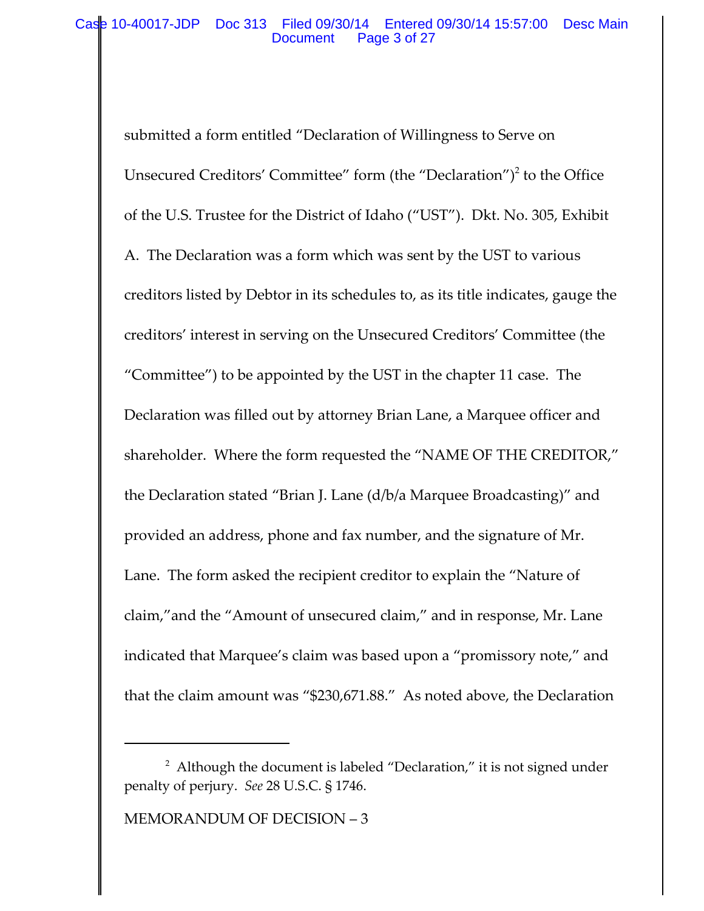submitted a form entitled "Declaration of Willingness to Serve on Unsecured Creditors' Committee" form (the "Declaration")[2] to the Office of the U.S. Trustee for the District of Idaho ("UST"). Dkt. No. 305, Exhibit A. The Declaration was a form which was sent by the UST to various creditors listed by Debtor in its schedules to, as its title indicates, gauge the creditors' interest in serving on the Unsecured Creditors' Committee (the "Committee") to be appointed by the UST in the chapter 11 case. The Declaration was filled out by attorney Brian Lane, a Marquee officer and shareholder. Where the form requested the "NAME OF THE CREDITOR," the Declaration stated "Brian J. Lane (d/b/a Marquee Broadcasting)" and provided an address, phone and fax number, and the signature of Mr. Lane. The form asked the recipient creditor to explain the "Nature of claim,"and the "Amount of unsecured claim," and in response, Mr. Lane indicated that Marquee's claim was based upon a "promissory note," and that the claim amount was "$230,671.88." As noted above, the Declaration

---

[2] Although the document is labeled "Declaration," it is not signed under penalty of perjury. *See* 28 U.S.C. § 1746.

MEMORANDUM OF DECISION – 3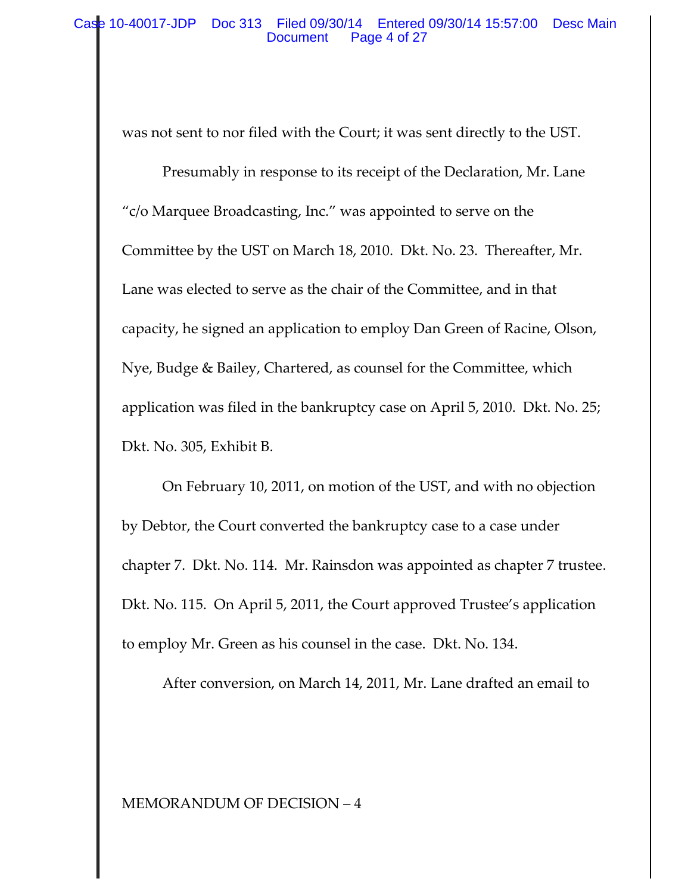was not sent to nor filed with the Court; it was sent directly to the UST.

Presumably in response to its receipt of the Declaration, Mr. Lane "c/o Marquee Broadcasting, Inc." was appointed to serve on the Committee by the UST on March 18, 2010. Dkt. No. 23. Thereafter, Mr. Lane was elected to serve as the chair of the Committee, and in that capacity, he signed an application to employ Dan Green of Racine, Olson, Nye, Budge & Bailey, Chartered, as counsel for the Committee, which application was filed in the bankruptcy case on April 5, 2010. Dkt. No. 25; Dkt. No. 305, Exhibit B.

On February 10, 2011, on motion of the UST, and with no objection by Debtor, the Court converted the bankruptcy case to a case under chapter 7. Dkt. No. 114. Mr. Rainsdon was appointed as chapter 7 trustee. Dkt. No. 115. On April 5, 2011, the Court approved Trustee's application to employ Mr. Green as his counsel in the case. Dkt. No. 134.

After conversion, on March 14, 2011, Mr. Lane drafted an email to

MEMORANDUM OF DECISION – 4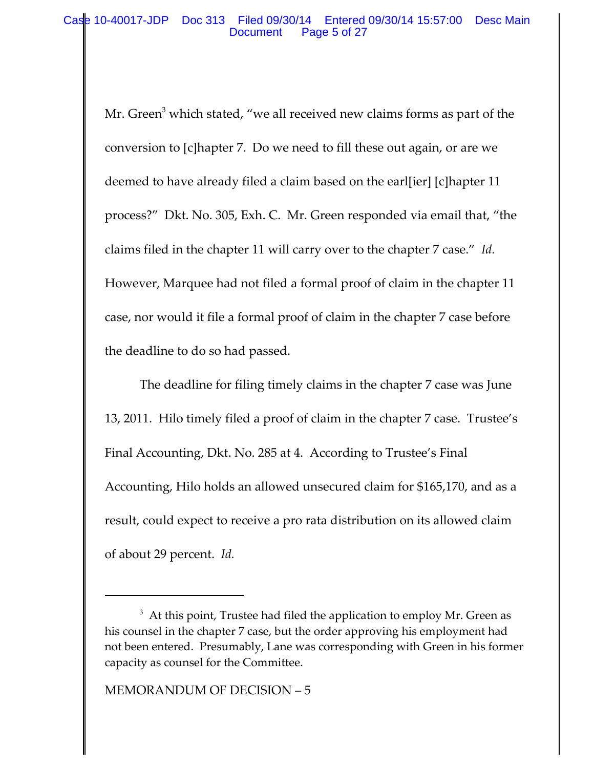Mr. Green[3] which stated, "we all received new claims forms as part of the conversion to [c]hapter 7. Do we need to fill these out again, or are we deemed to have already filed a claim based on the earl[ier] [c]hapter 11 process?" Dkt. No. 305, Exh. C. Mr. Green responded via email that, "the claims filed in the chapter 11 will carry over to the chapter 7 case." *Id.* However, Marquee had not filed a formal proof of claim in the chapter 11 case, nor would it file a formal proof of claim in the chapter 7 case before the deadline to do so had passed.

The deadline for filing timely claims in the chapter 7 case was June 13, 2011. Hilo timely filed a proof of claim in the chapter 7 case. Trustee's Final Accounting, Dkt. No. 285 at 4. According to Trustee's Final Accounting, Hilo holds an allowed unsecured claim for $165,170, and as a result, could expect to receive a pro rata distribution on its allowed claim of about 29 percent. *Id.*

---

[3] At this point, Trustee had filed the application to employ Mr. Green as his counsel in the chapter 7 case, but the order approving his employment had not been entered. Presumably, Lane was corresponding with Green in his former capacity as counsel for the Committee.

MEMORANDUM OF DECISION – 5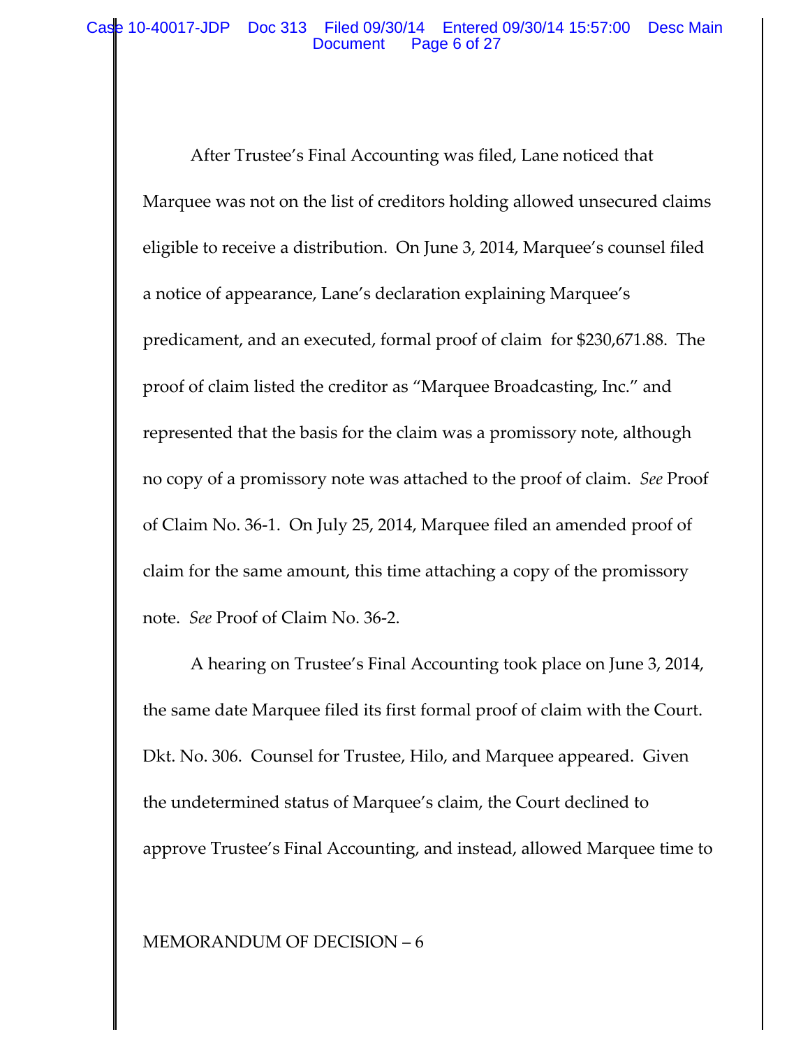After Trustee's Final Accounting was filed, Lane noticed that Marquee was not on the list of creditors holding allowed unsecured claims eligible to receive a distribution. On June 3, 2014, Marquee's counsel filed a notice of appearance, Lane's declaration explaining Marquee's predicament, and an executed, formal proof of claim for $230,671.88. The proof of claim listed the creditor as "Marquee Broadcasting, Inc." and represented that the basis for the claim was a promissory note, although no copy of a promissory note was attached to the proof of claim. *See* Proof of Claim No. 36-1. On July 25, 2014, Marquee filed an amended proof of claim for the same amount, this time attaching a copy of the promissory note. *See* Proof of Claim No. 36-2.

A hearing on Trustee's Final Accounting took place on June 3, 2014, the same date Marquee filed its first formal proof of claim with the Court. Dkt. No. 306. Counsel for Trustee, Hilo, and Marquee appeared. Given the undetermined status of Marquee's claim, the Court declined to approve Trustee's Final Accounting, and instead, allowed Marquee time to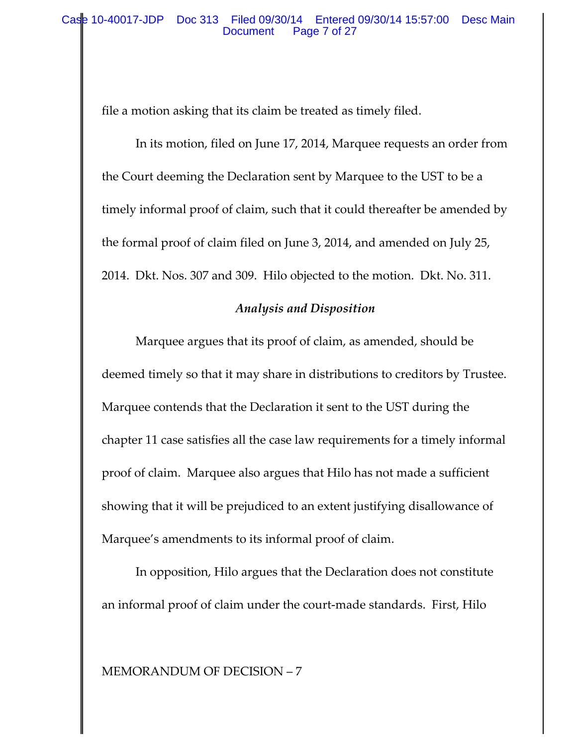file a motion asking that its claim be treated as timely filed.

In its motion, filed on June 17, 2014, Marquee requests an order from the Court deeming the Declaration sent by Marquee to the UST to be a timely informal proof of claim, such that it could thereafter be amended by the formal proof of claim filed on June 3, 2014, and amended on July 25, 2014. Dkt. Nos. 307 and 309. Hilo objected to the motion. Dkt. No. 311.

### *Analysis and Disposition*

Marquee argues that its proof of claim, as amended, should be deemed timely so that it may share in distributions to creditors by Trustee. Marquee contends that the Declaration it sent to the UST during the chapter 11 case satisfies all the case law requirements for a timely informal proof of claim. Marquee also argues that Hilo has not made a sufficient showing that it will be prejudiced to an extent justifying disallowance of Marquee's amendments to its informal proof of claim.

In opposition, Hilo argues that the Declaration does not constitute an informal proof of claim under the court-made standards. First, Hilo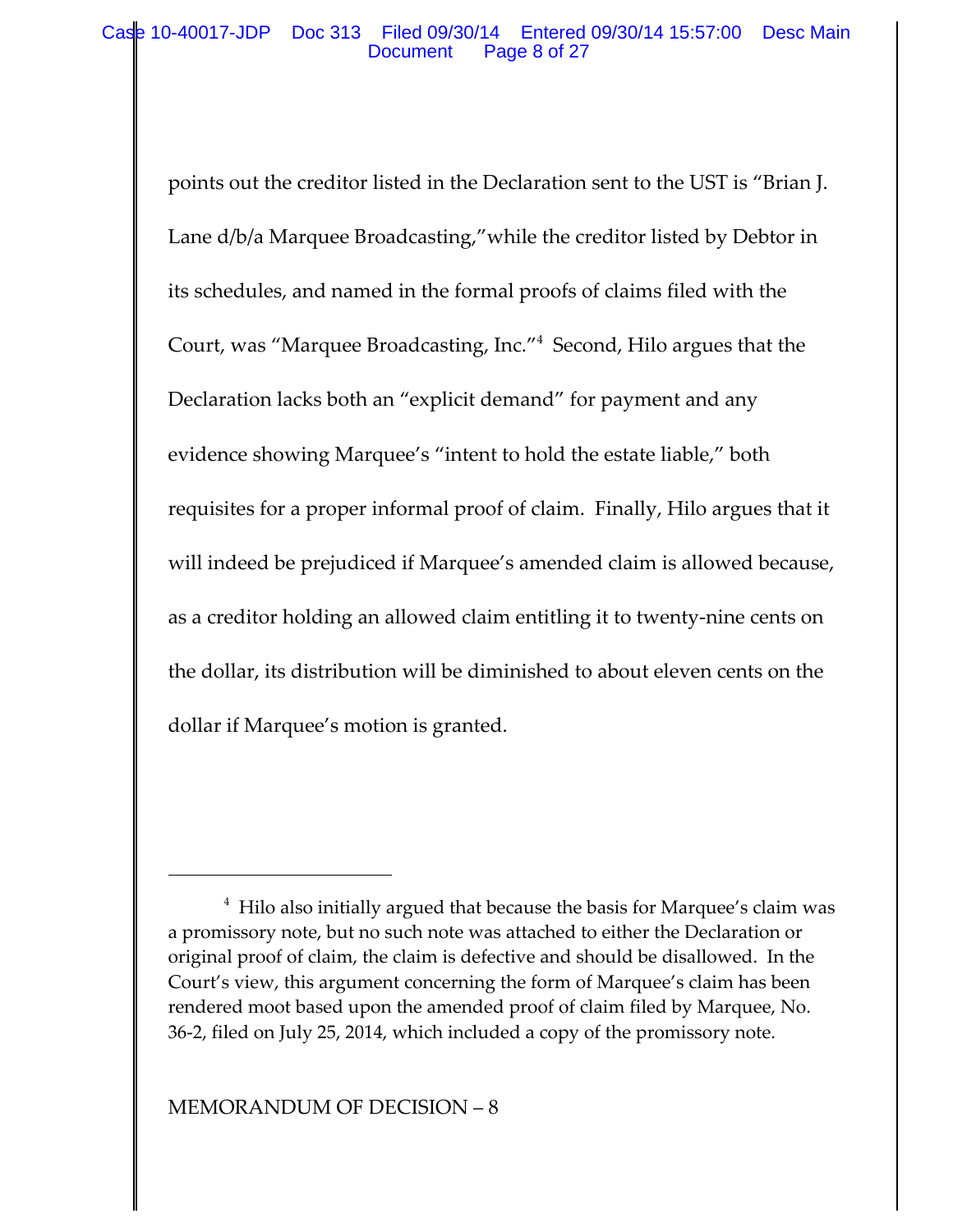points out the creditor listed in the Declaration sent to the UST is "Brian J. Lane d/b/a Marquee Broadcasting,"while the creditor listed by Debtor in its schedules, and named in the formal proofs of claims filed with the Court, was "Marquee Broadcasting, Inc."[4] Second, Hilo argues that the Declaration lacks both an "explicit demand" for payment and any evidence showing Marquee's "intent to hold the estate liable," both requisites for a proper informal proof of claim. Finally, Hilo argues that it will indeed be prejudiced if Marquee's amended claim is allowed because, as a creditor holding an allowed claim entitling it to twenty-nine cents on the dollar, its distribution will be diminished to about eleven cents on the dollar if Marquee's motion is granted.

---

[4] Hilo also initially argued that because the basis for Marquee's claim was a promissory note, but no such note was attached to either the Declaration or original proof of claim, the claim is defective and should be disallowed. In the Court's view, this argument concerning the form of Marquee's claim has been rendered moot based upon the amended proof of claim filed by Marquee, No. 36-2, filed on July 25, 2014, which included a copy of the promissory note.

MEMORANDUM OF DECISION – 8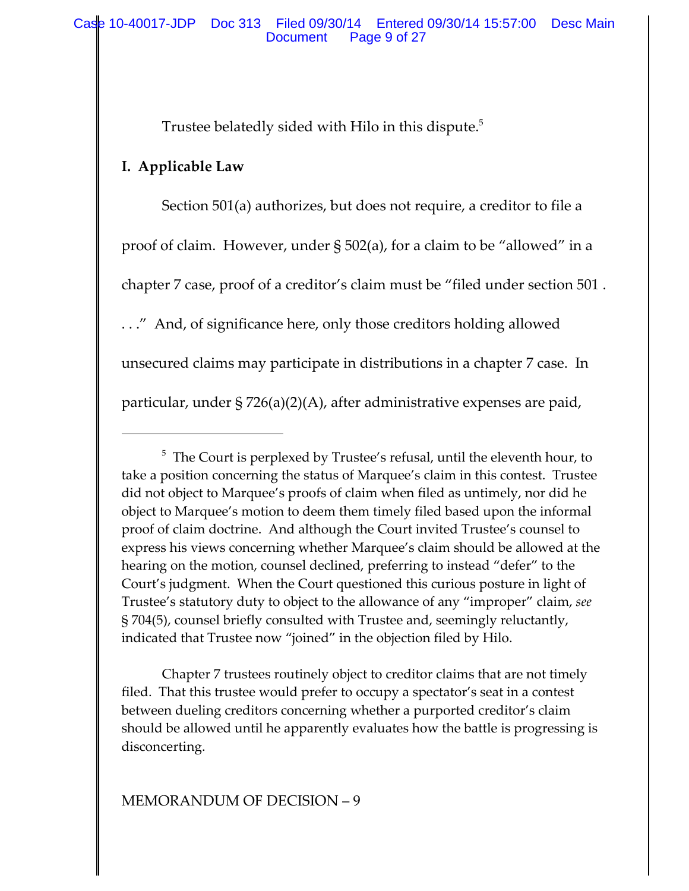Trustee belatedly sided with Hilo in this dispute.[5]

## I. Applicable Law

Section 501(a) authorizes, but does not require, a creditor to file a proof of claim. However, under § 502(a), for a claim to be "allowed" in a chapter 7 case, proof of a creditor's claim must be "filed under section 501 . . . ." And, of significance here, only those creditors holding allowed unsecured claims may participate in distributions in a chapter 7 case. In particular, under § 726(a)(2)(A), after administrative expenses are paid,

---

[5] The Court is perplexed by Trustee's refusal, until the eleventh hour, to take a position concerning the status of Marquee's claim in this contest. Trustee did not object to Marquee's proofs of claim when filed as untimely, nor did he object to Marquee's motion to deem them timely filed based upon the informal proof of claim doctrine. And although the Court invited Trustee's counsel to express his views concerning whether Marquee's claim should be allowed at the hearing on the motion, counsel declined, preferring to instead "defer" to the Court's judgment. When the Court questioned this curious posture in light of Trustee's statutory duty to object to the allowance of any "improper" claim, *see* § 704(5), counsel briefly consulted with Trustee and, seemingly reluctantly, indicated that Trustee now "joined" in the objection filed by Hilo.

Chapter 7 trustees routinely object to creditor claims that are not timely filed. That this trustee would prefer to occupy a spectator's seat in a contest between dueling creditors concerning whether a purported creditor's claim should be allowed until he apparently evaluates how the battle is progressing is disconcerting.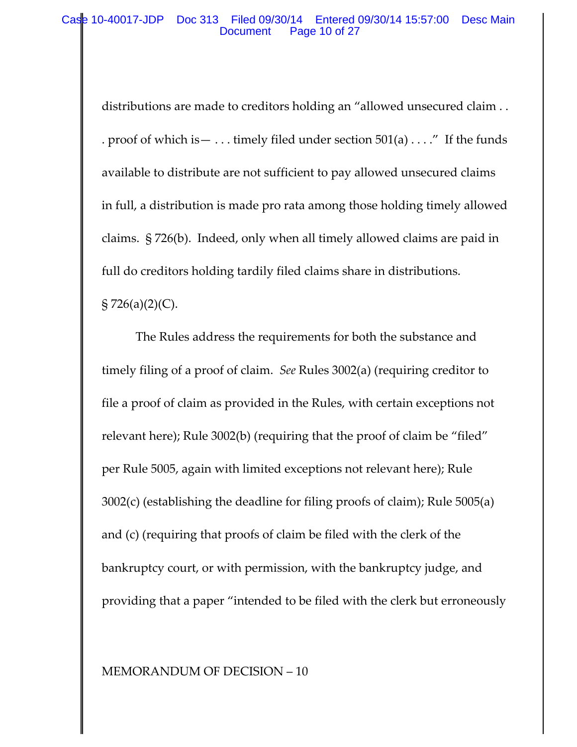distributions are made to creditors holding an "allowed unsecured claim . . . proof of which is— . . . timely filed under section 501(a) . . . ." If the funds available to distribute are not sufficient to pay allowed unsecured claims in full, a distribution is made pro rata among those holding timely allowed claims. § 726(b). Indeed, only when all timely allowed claims are paid in full do creditors holding tardily filed claims share in distributions. § 726(a)(2)(C).

The Rules address the requirements for both the substance and timely filing of a proof of claim. *See* Rules 3002(a) (requiring creditor to file a proof of claim as provided in the Rules, with certain exceptions not relevant here); Rule 3002(b) (requiring that the proof of claim be "filed" per Rule 5005, again with limited exceptions not relevant here); Rule 3002(c) (establishing the deadline for filing proofs of claim); Rule 5005(a) and (c) (requiring that proofs of claim be filed with the clerk of the bankruptcy court, or with permission, with the bankruptcy judge, and providing that a paper "intended to be filed with the clerk but erroneously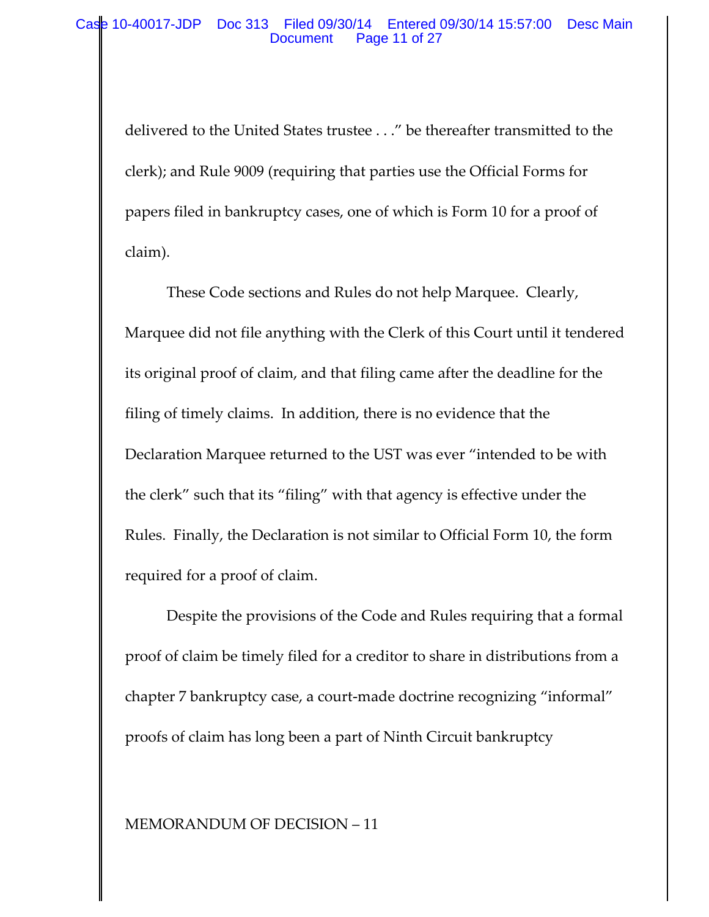delivered to the United States trustee . . ." be thereafter transmitted to the clerk); and Rule 9009 (requiring that parties use the Official Forms for papers filed in bankruptcy cases, one of which is Form 10 for a proof of claim).

These Code sections and Rules do not help Marquee. Clearly, Marquee did not file anything with the Clerk of this Court until it tendered its original proof of claim, and that filing came after the deadline for the filing of timely claims. In addition, there is no evidence that the Declaration Marquee returned to the UST was ever "intended to be with the clerk" such that its "filing" with that agency is effective under the Rules. Finally, the Declaration is not similar to Official Form 10, the form required for a proof of claim.

Despite the provisions of the Code and Rules requiring that a formal proof of claim be timely filed for a creditor to share in distributions from a chapter 7 bankruptcy case, a court-made doctrine recognizing "informal" proofs of claim has long been a part of Ninth Circuit bankruptcy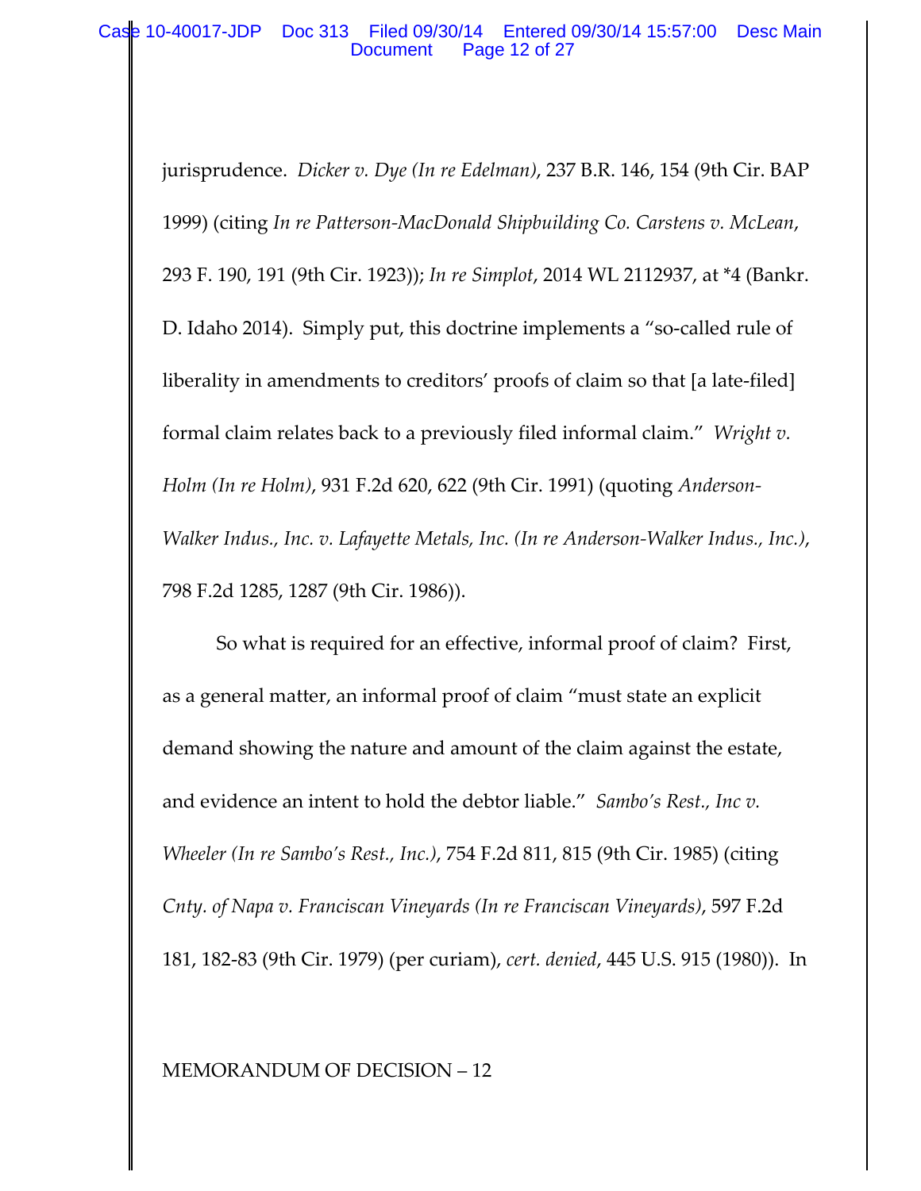jurisprudence. *Dicker v. Dye (In re Edelman)*, 237 B.R. 146, 154 (9th Cir. BAP 1999) (citing *In re Patterson-MacDonald Shipbuilding Co. Carstens v. McLean*, 293 F. 190, 191 (9th Cir. 1923)); *In re Simplot*, 2014 WL 2112937, at *4 (Bankr. D. Idaho 2014). Simply put, this doctrine implements a "so-called rule of liberality in amendments to creditors' proofs of claim so that [a late-filed] formal claim relates back to a previously filed informal claim." *Wright v. Holm (In re Holm)*, 931 F.2d 620, 622 (9th Cir. 1991) (quoting *Anderson-Walker Indus., Inc. v. Lafayette Metals, Inc. (In re Anderson-Walker Indus., Inc.)*, 798 F.2d 1285, 1287 (9th Cir. 1986)).

So what is required for an effective, informal proof of claim? First, as a general matter, an informal proof of claim "must state an explicit demand showing the nature and amount of the claim against the estate, and evidence an intent to hold the debtor liable." *Sambo's Rest., Inc v. Wheeler (In re Sambo's Rest., Inc.)*, 754 F.2d 811, 815 (9th Cir. 1985) (citing *Cnty. of Napa v. Franciscan Vineyards (In re Franciscan Vineyards)*, 597 F.2d 181, 182-83 (9th Cir. 1979) (per curiam), *cert. denied*, 445 U.S. 915 (1980)). In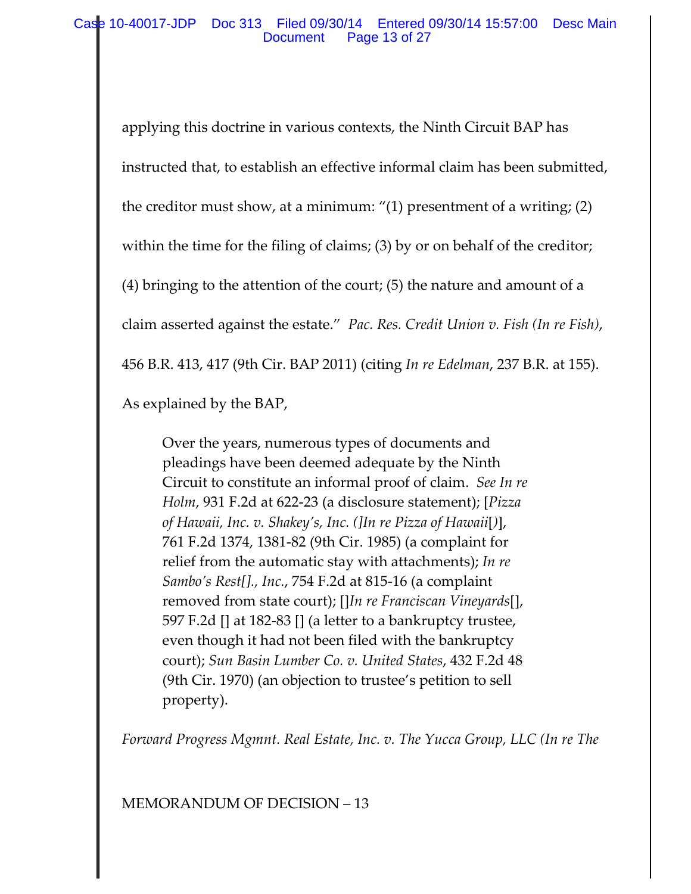applying this doctrine in various contexts, the Ninth Circuit BAP has instructed that, to establish an effective informal claim has been submitted, the creditor must show, at a minimum: "(1) presentment of a writing; (2) within the time for the filing of claims; (3) by or on behalf of the creditor; (4) bringing to the attention of the court; (5) the nature and amount of a claim asserted against the estate." *Pac. Res. Credit Union v. Fish (In re Fish)*, 456 B.R. 413, 417 (9th Cir. BAP 2011) (citing *In re Edelman*, 237 B.R. at 155). As explained by the BAP,

> Over the years, numerous types of documents and pleadings have been deemed adequate by the Ninth Circuit to constitute an informal proof of claim. *See In re Holm*, 931 F.2d at 622-23 (a disclosure statement); [*Pizza of Hawaii, Inc. v. Shakey's, Inc. (]In re Pizza of Hawaii*[)], 761 F.2d 1374, 1381-82 (9th Cir. 1985) (a complaint for relief from the automatic stay with attachments); *In re Sambo's Rest[]., Inc.*, 754 F.2d at 815-16 (a complaint removed from state court); []*In re Franciscan Vineyards*[], 597 F.2d [] at 182-83 [] (a letter to a bankruptcy trustee, even though it had not been filed with the bankruptcy court); *Sun Basin Lumber Co. v. United States*, 432 F.2d 48 (9th Cir. 1970) (an objection to trustee's petition to sell property).

*Forward Progress Mgmnt. Real Estate, Inc. v. The Yucca Group, LLC (In re The*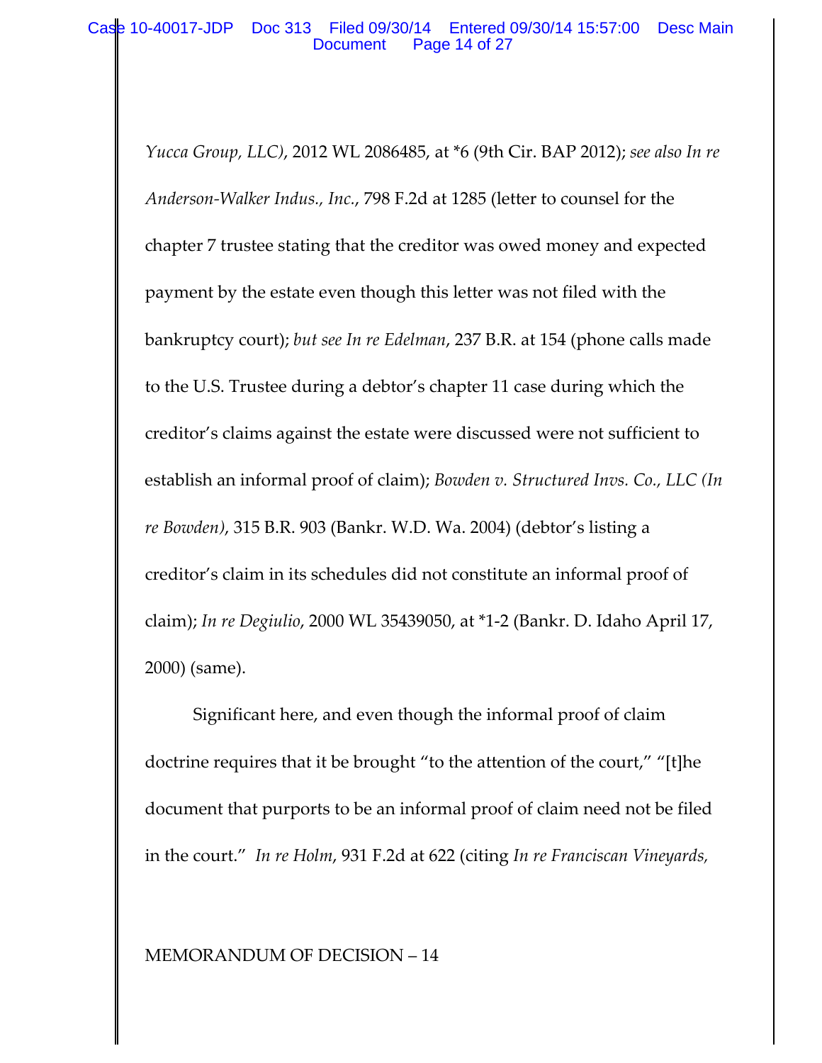*Yucca Group, LLC)*, 2012 WL 2086485, at *6 (9th Cir. BAP 2012); *see also In re Anderson-Walker Indus., Inc.*, 798 F.2d at 1285 (letter to counsel for the chapter 7 trustee stating that the creditor was owed money and expected payment by the estate even though this letter was not filed with the bankruptcy court); *but see In re Edelman*, 237 B.R. at 154 (phone calls made to the U.S. Trustee during a debtor's chapter 11 case during which the creditor's claims against the estate were discussed were not sufficient to establish an informal proof of claim); *Bowden v. Structured Invs. Co., LLC (In re Bowden)*, 315 B.R. 903 (Bankr. W.D. Wa. 2004) (debtor's listing a creditor's claim in its schedules did not constitute an informal proof of claim); *In re Degiulio*, 2000 WL 35439050, at *1-2 (Bankr. D. Idaho April 17, 2000) (same).

Significant here, and even though the informal proof of claim doctrine requires that it be brought "to the attention of the court," "[t]he document that purports to be an informal proof of claim need not be filed in the court." *In re Holm*, 931 F.2d at 622 (citing *In re Franciscan Vineyards,*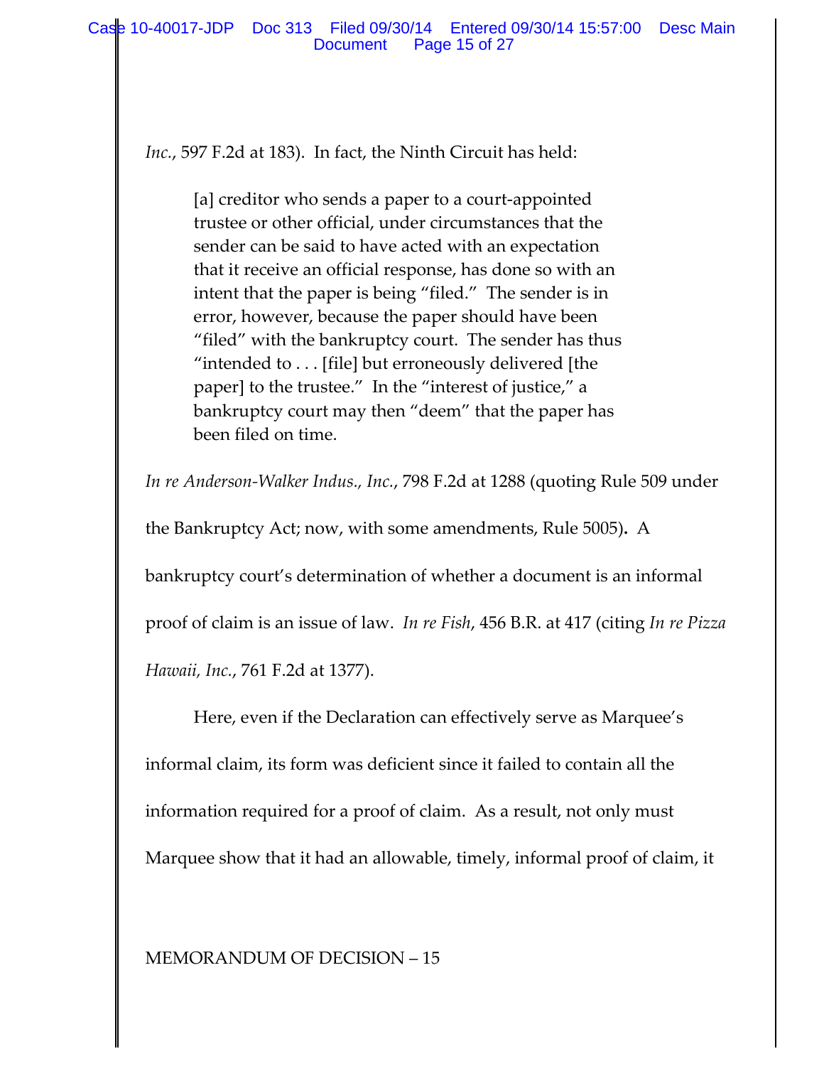*Inc.*, 597 F.2d at 183). In fact, the Ninth Circuit has held:

> [a] creditor who sends a paper to a court-appointed trustee or other official, under circumstances that the sender can be said to have acted with an expectation that it receive an official response, has done so with an intent that the paper is being "filed." The sender is in error, however, because the paper should have been "filed" with the bankruptcy court. The sender has thus "intended to . . . [file] but erroneously delivered [the paper] to the trustee." In the "interest of justice," a bankruptcy court may then "deem" that the paper has been filed on time.

*In re Anderson-Walker Indus., Inc.*, 798 F.2d at 1288 (quoting Rule 509 under the Bankruptcy Act; now, with some amendments, Rule 5005). A bankruptcy court's determination of whether a document is an informal proof of claim is an issue of law. *In re Fish*, 456 B.R. at 417 (citing *In re Pizza Hawaii, Inc.*, 761 F.2d at 1377).

Here, even if the Declaration can effectively serve as Marquee's informal claim, its form was deficient since it failed to contain all the information required for a proof of claim. As a result, not only must Marquee show that it had an allowable, timely, informal proof of claim, it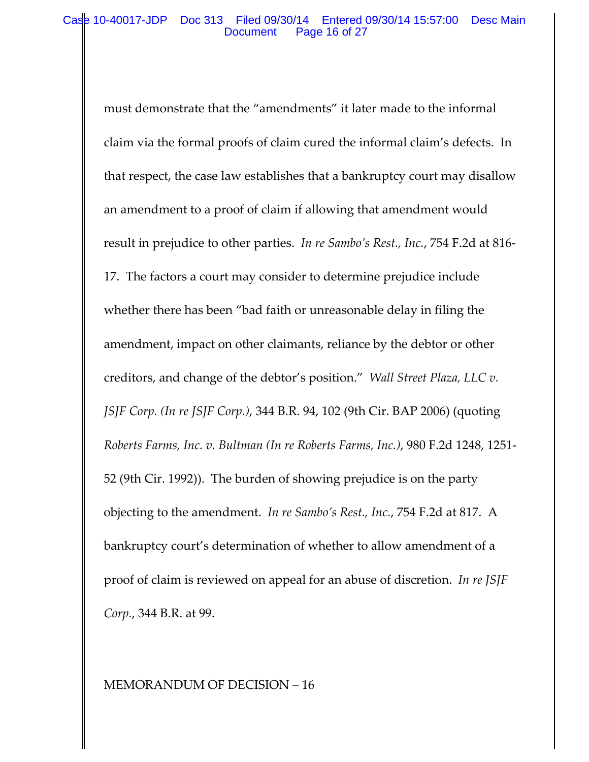must demonstrate that the "amendments" it later made to the informal claim via the formal proofs of claim cured the informal claim's defects. In that respect, the case law establishes that a bankruptcy court may disallow an amendment to a proof of claim if allowing that amendment would result in prejudice to other parties. *In re Sambo's Rest., Inc.*, 754 F.2d at 816-17. The factors a court may consider to determine prejudice include whether there has been "bad faith or unreasonable delay in filing the amendment, impact on other claimants, reliance by the debtor or other creditors, and change of the debtor's position." *Wall Street Plaza, LLC v. JSJF Corp. (In re JSJF Corp.)*, 344 B.R. 94, 102 (9th Cir. BAP 2006) (quoting *Roberts Farms, Inc. v. Bultman (In re Roberts Farms, Inc.)*, 980 F.2d 1248, 1251-52 (9th Cir. 1992)). The burden of showing prejudice is on the party objecting to the amendment. *In re Sambo's Rest., Inc.*, 754 F.2d at 817. A bankruptcy court's determination of whether to allow amendment of a proof of claim is reviewed on appeal for an abuse of discretion. *In re JSJF Corp.*, 344 B.R. at 99.

MEMORANDUM OF DECISION – 16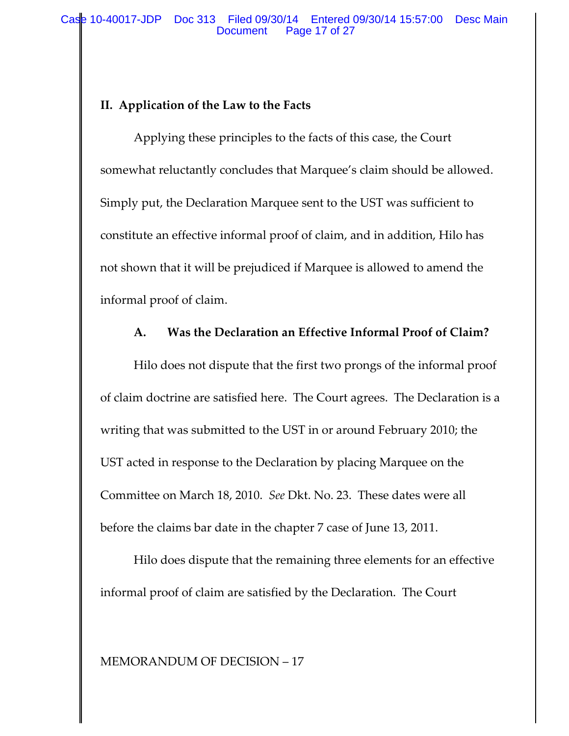## II. Application of the Law to the Facts

Applying these principles to the facts of this case, the Court somewhat reluctantly concludes that Marquee's claim should be allowed. Simply put, the Declaration Marquee sent to the UST was sufficient to constitute an effective informal proof of claim, and in addition, Hilo has not shown that it will be prejudiced if Marquee is allowed to amend the informal proof of claim.

### A. Was the Declaration an Effective Informal Proof of Claim?

Hilo does not dispute that the first two prongs of the informal proof of claim doctrine are satisfied here. The Court agrees. The Declaration is a writing that was submitted to the UST in or around February 2010; the UST acted in response to the Declaration by placing Marquee on the Committee on March 18, 2010. *See* Dkt. No. 23. These dates were all before the claims bar date in the chapter 7 case of June 13, 2011.

Hilo does dispute that the remaining three elements for an effective informal proof of claim are satisfied by the Declaration. The Court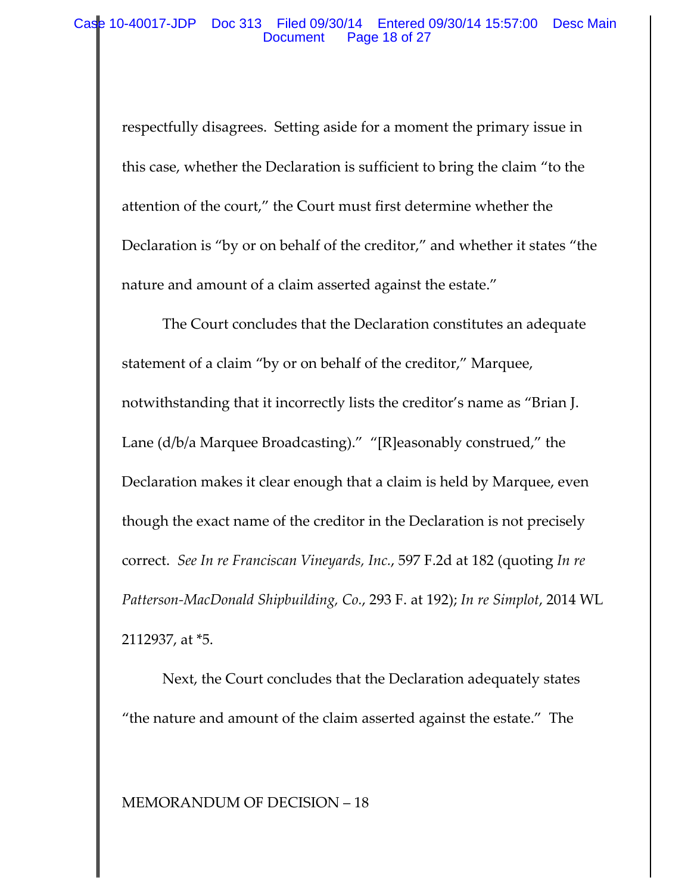respectfully disagrees. Setting aside for a moment the primary issue in this case, whether the Declaration is sufficient to bring the claim "to the attention of the court," the Court must first determine whether the Declaration is "by or on behalf of the creditor," and whether it states "the nature and amount of a claim asserted against the estate."

The Court concludes that the Declaration constitutes an adequate statement of a claim "by or on behalf of the creditor," Marquee, notwithstanding that it incorrectly lists the creditor's name as "Brian J. Lane (d/b/a Marquee Broadcasting)." "[R]easonably construed," the Declaration makes it clear enough that a claim is held by Marquee, even though the exact name of the creditor in the Declaration is not precisely correct. *See In re Franciscan Vineyards, Inc.*, 597 F.2d at 182 (quoting *In re Patterson-MacDonald Shipbuilding, Co.*, 293 F. at 192); *In re Simplot*, 2014 WL 2112937, at *5.

Next, the Court concludes that the Declaration adequately states "the nature and amount of the claim asserted against the estate." The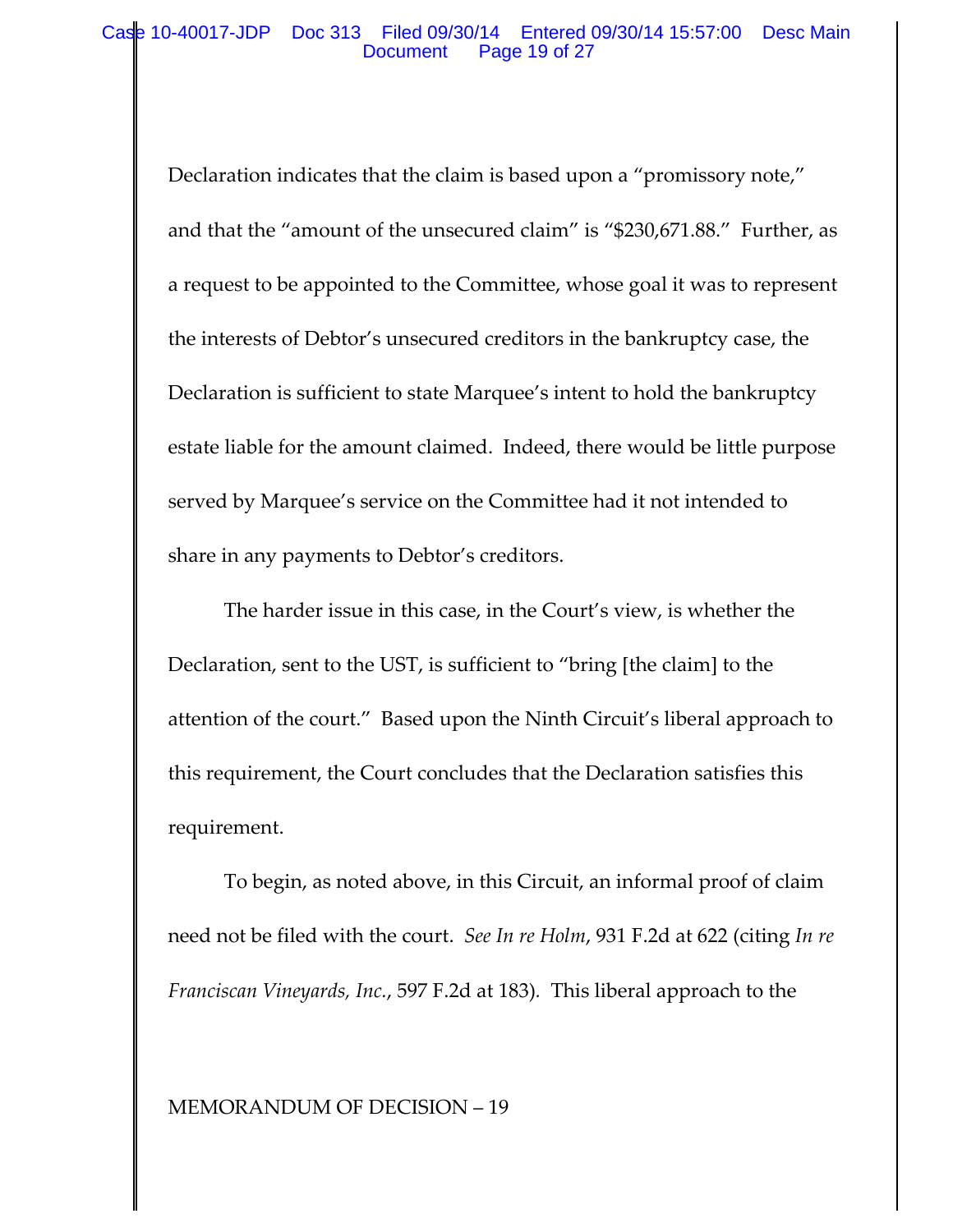Declaration indicates that the claim is based upon a "promissory note," and that the "amount of the unsecured claim" is "$230,671.88." Further, as a request to be appointed to the Committee, whose goal it was to represent the interests of Debtor's unsecured creditors in the bankruptcy case, the Declaration is sufficient to state Marquee's intent to hold the bankruptcy estate liable for the amount claimed. Indeed, there would be little purpose served by Marquee's service on the Committee had it not intended to share in any payments to Debtor's creditors.

The harder issue in this case, in the Court's view, is whether the Declaration, sent to the UST, is sufficient to "bring [the claim] to the attention of the court." Based upon the Ninth Circuit's liberal approach to this requirement, the Court concludes that the Declaration satisfies this requirement.

To begin, as noted above, in this Circuit, an informal proof of claim need not be filed with the court. *See In re Holm*, 931 F.2d at 622 (citing *In re Franciscan Vineyards, Inc.*, 597 F.2d at 183). This liberal approach to the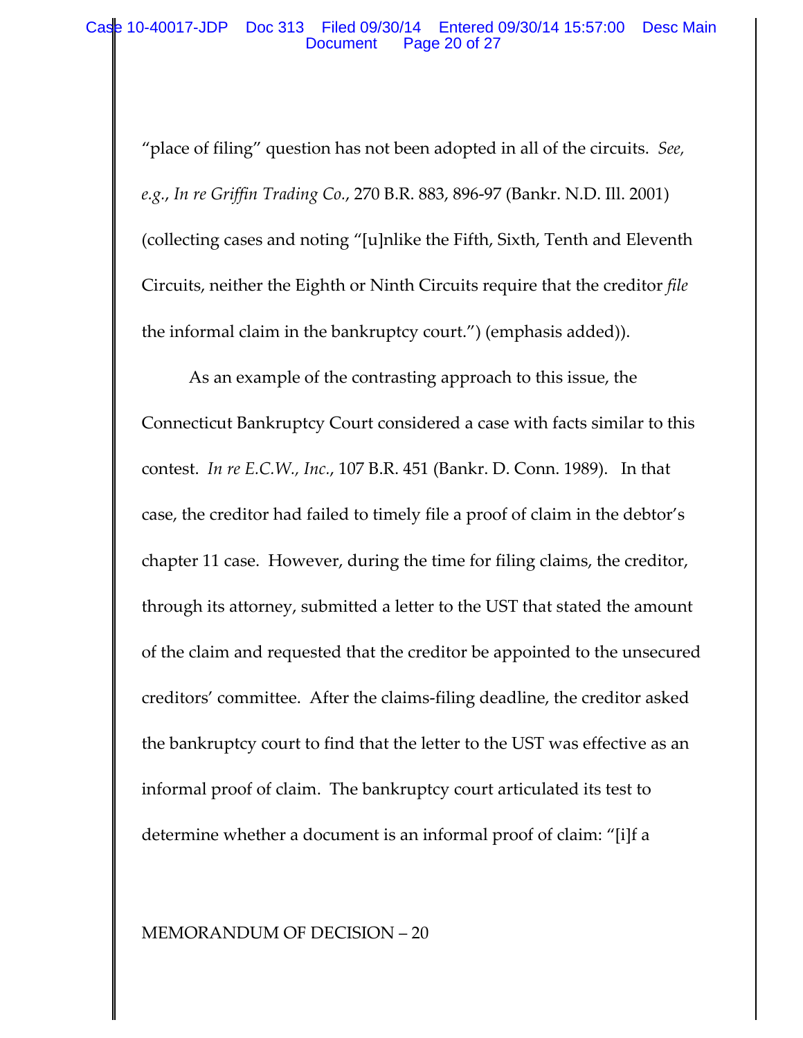"place of filing" question has not been adopted in all of the circuits. *See, e.g.*, *In re Griffin Trading Co.*, 270 B.R. 883, 896-97 (Bankr. N.D. Ill. 2001) (collecting cases and noting "[u]nlike the Fifth, Sixth, Tenth and Eleventh Circuits, neither the Eighth or Ninth Circuits require that the creditor *file* the informal claim in the bankruptcy court.") (emphasis added)).

As an example of the contrasting approach to this issue, the Connecticut Bankruptcy Court considered a case with facts similar to this contest. *In re E.C.W., Inc.*, 107 B.R. 451 (Bankr. D. Conn. 1989). In that case, the creditor had failed to timely file a proof of claim in the debtor's chapter 11 case. However, during the time for filing claims, the creditor, through its attorney, submitted a letter to the UST that stated the amount of the claim and requested that the creditor be appointed to the unsecured creditors' committee. After the claims-filing deadline, the creditor asked the bankruptcy court to find that the letter to the UST was effective as an informal proof of claim. The bankruptcy court articulated its test to determine whether a document is an informal proof of claim: "[i]f a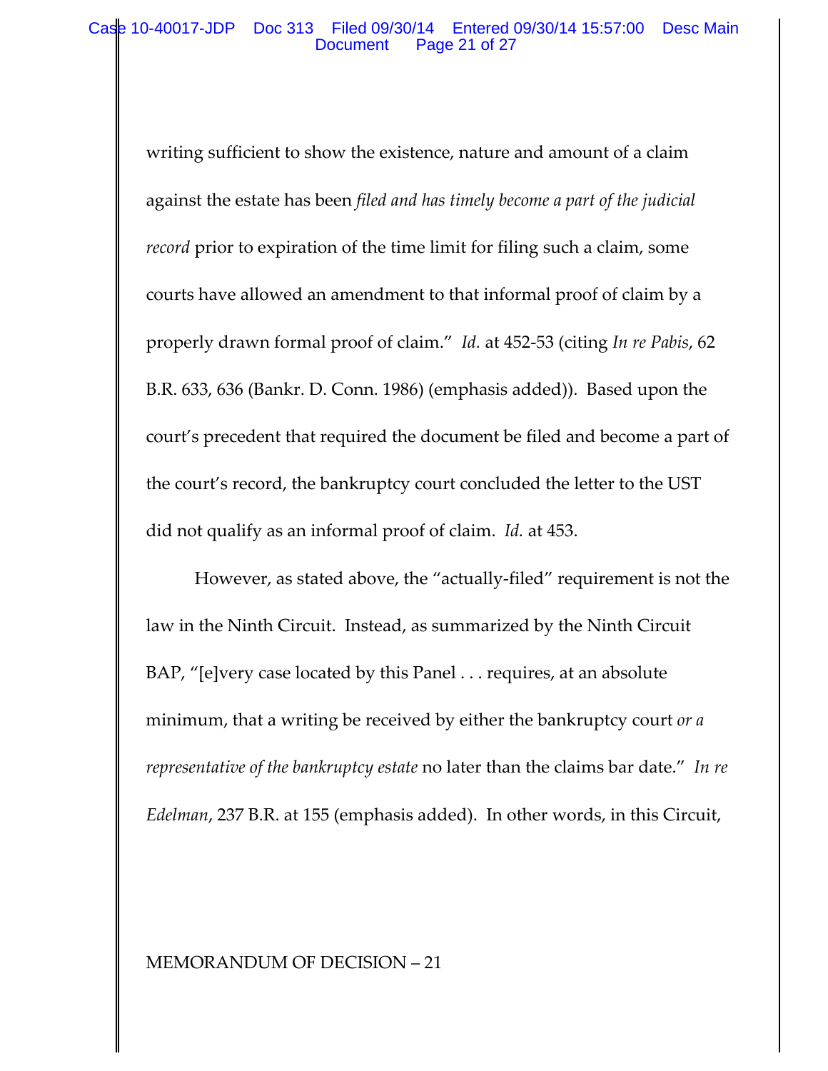writing sufficient to show the existence, nature and amount of a claim against the estate has been *filed and has timely become a part of the judicial record* prior to expiration of the time limit for filing such a claim, some courts have allowed an amendment to that informal proof of claim by a properly drawn formal proof of claim." *Id.* at 452-53 (citing *In re Pabis*, 62 B.R. 633, 636 (Bankr. D. Conn. 1986) (emphasis added)). Based upon the court's precedent that required the document be filed and become a part of the court's record, the bankruptcy court concluded the letter to the UST did not qualify as an informal proof of claim. *Id.* at 453.

However, as stated above, the "actually-filed" requirement is not the law in the Ninth Circuit. Instead, as summarized by the Ninth Circuit BAP, "[e]very case located by this Panel . . . requires, at an absolute minimum, that a writing be received by either the bankruptcy court *or a representative of the bankruptcy estate* no later than the claims bar date." *In re Edelman*, 237 B.R. at 155 (emphasis added). In other words, in this Circuit,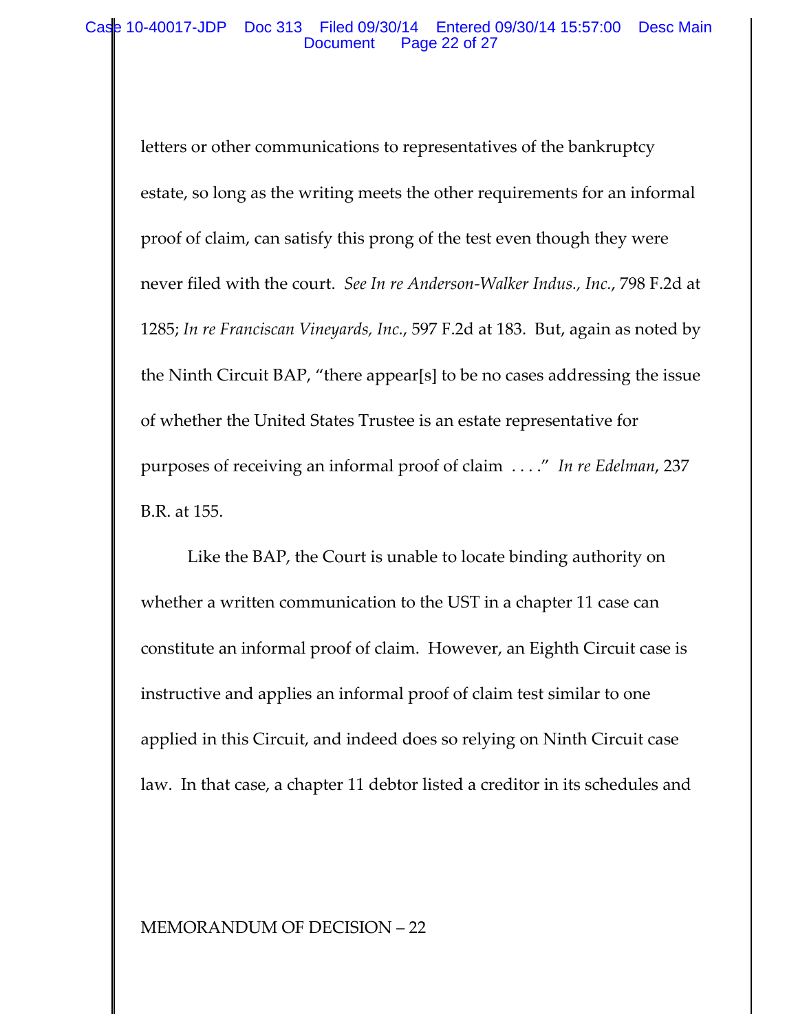letters or other communications to representatives of the bankruptcy estate, so long as the writing meets the other requirements for an informal proof of claim, can satisfy this prong of the test even though they were never filed with the court. *See In re Anderson-Walker Indus., Inc.*, 798 F.2d at 1285; *In re Franciscan Vineyards, Inc.*, 597 F.2d at 183. But, again as noted by the Ninth Circuit BAP, "there appear[s] to be no cases addressing the issue of whether the United States Trustee is an estate representative for purposes of receiving an informal proof of claim . . . ." *In re Edelman*, 237 B.R. at 155.

Like the BAP, the Court is unable to locate binding authority on whether a written communication to the UST in a chapter 11 case can constitute an informal proof of claim. However, an Eighth Circuit case is instructive and applies an informal proof of claim test similar to one applied in this Circuit, and indeed does so relying on Ninth Circuit case law. In that case, a chapter 11 debtor listed a creditor in its schedules and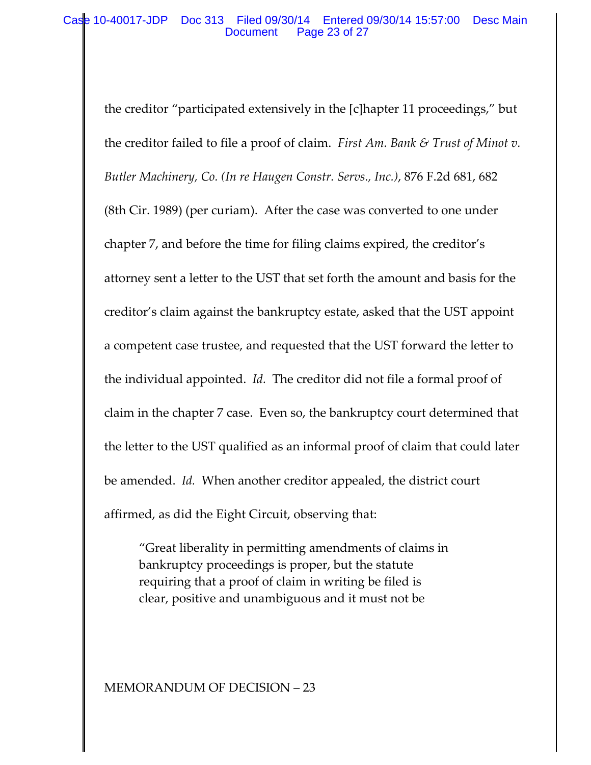the creditor "participated extensively in the [c]hapter 11 proceedings," but the creditor failed to file a proof of claim. *First Am. Bank & Trust of Minot v. Butler Machinery, Co. (In re Haugen Constr. Servs., Inc.)*, 876 F.2d 681, 682 (8th Cir. 1989) (per curiam). After the case was converted to one under chapter 7, and before the time for filing claims expired, the creditor's attorney sent a letter to the UST that set forth the amount and basis for the creditor's claim against the bankruptcy estate, asked that the UST appoint a competent case trustee, and requested that the UST forward the letter to the individual appointed. *Id.* The creditor did not file a formal proof of claim in the chapter 7 case. Even so, the bankruptcy court determined that the letter to the UST qualified as an informal proof of claim that could later be amended. *Id.* When another creditor appealed, the district court affirmed, as did the Eight Circuit, observing that:

> "Great liberality in permitting amendments of claims in bankruptcy proceedings is proper, but the statute requiring that a proof of claim in writing be filed is clear, positive and unambiguous and it must not be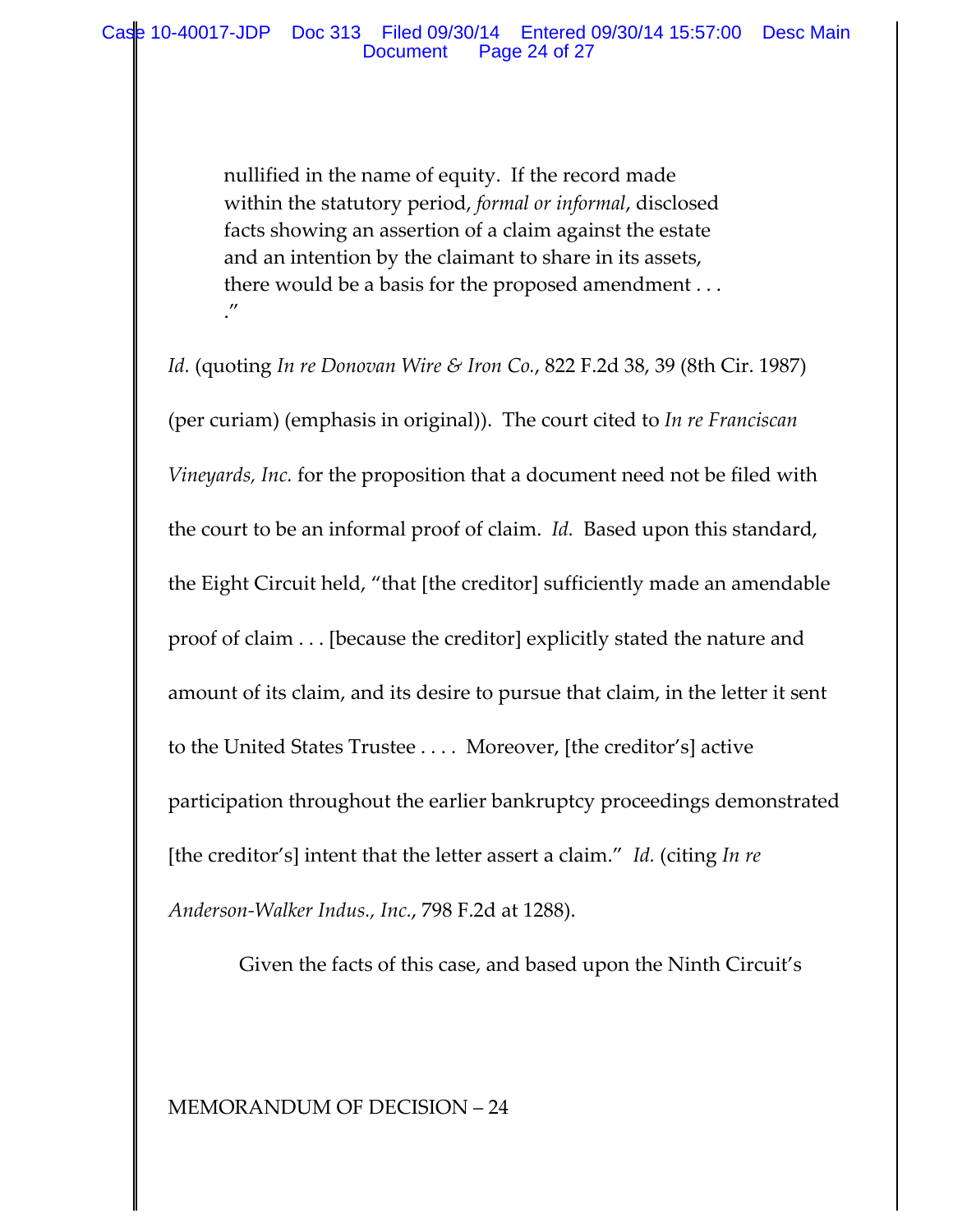> nullified in the name of equity. If the record made within the statutory period, *formal or informal*, disclosed facts showing an assertion of a claim against the estate and an intention by the claimant to share in its assets, there would be a basis for the proposed amendment . . . ."

*Id.* (quoting *In re Donovan Wire & Iron Co.*, 822 F.2d 38, 39 (8th Cir. 1987) (per curiam) (emphasis in original)). The court cited to *In re Franciscan Vineyards, Inc.* for the proposition that a document need not be filed with the court to be an informal proof of claim. *Id.* Based upon this standard, the Eight Circuit held, "that [the creditor] sufficiently made an amendable proof of claim . . . [because the creditor] explicitly stated the nature and amount of its claim, and its desire to pursue that claim, in the letter it sent to the United States Trustee . . . . Moreover, [the creditor's] active participation throughout the earlier bankruptcy proceedings demonstrated [the creditor's] intent that the letter assert a claim." *Id.* (citing *In re Anderson-Walker Indus., Inc.*, 798 F.2d at 1288).

Given the facts of this case, and based upon the Ninth Circuit's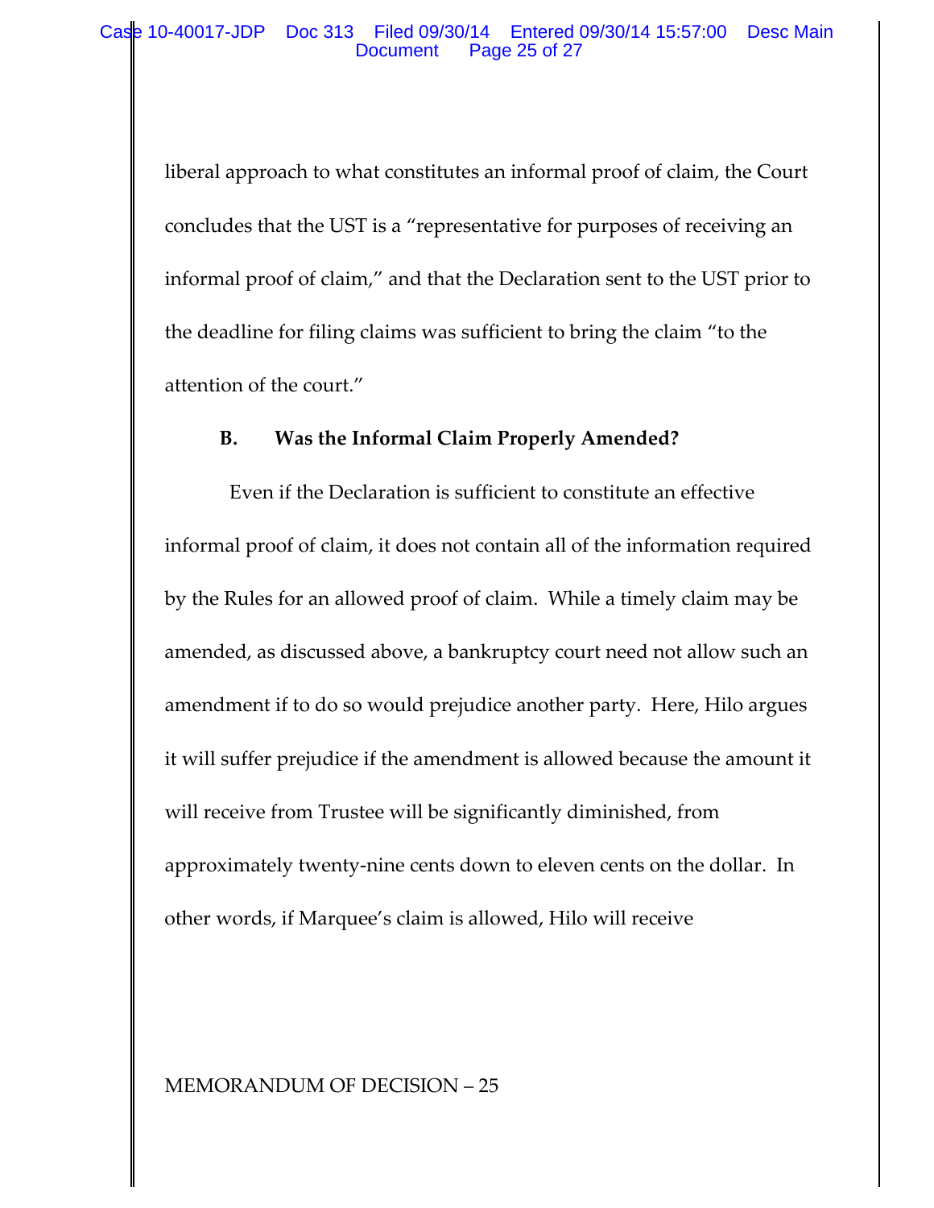liberal approach to what constitutes an informal proof of claim, the Court concludes that the UST is a "representative for purposes of receiving an informal proof of claim," and that the Declaration sent to the UST prior to the deadline for filing claims was sufficient to bring the claim "to the attention of the court."

### B. Was the Informal Claim Properly Amended?

Even if the Declaration is sufficient to constitute an effective informal proof of claim, it does not contain all of the information required by the Rules for an allowed proof of claim. While a timely claim may be amended, as discussed above, a bankruptcy court need not allow such an amendment if to do so would prejudice another party. Here, Hilo argues it will suffer prejudice if the amendment is allowed because the amount it will receive from Trustee will be significantly diminished, from approximately twenty-nine cents down to eleven cents on the dollar. In other words, if Marquee's claim is allowed, Hilo will receive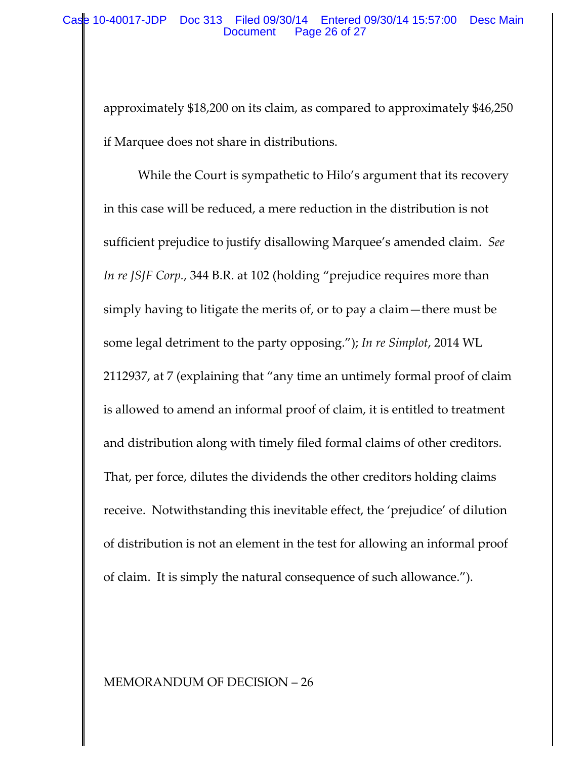approximately $18,200 on its claim, as compared to approximately $46,250 if Marquee does not share in distributions.

While the Court is sympathetic to Hilo's argument that its recovery in this case will be reduced, a mere reduction in the distribution is not sufficient prejudice to justify disallowing Marquee's amended claim. *See In re JSJF Corp.*, 344 B.R. at 102 (holding "prejudice requires more than simply having to litigate the merits of, or to pay a claim—there must be some legal detriment to the party opposing."); *In re Simplot*, 2014 WL 2112937, at 7 (explaining that "any time an untimely formal proof of claim is allowed to amend an informal proof of claim, it is entitled to treatment and distribution along with timely filed formal claims of other creditors. That, per force, dilutes the dividends the other creditors holding claims receive. Notwithstanding this inevitable effect, the 'prejudice' of dilution of distribution is not an element in the test for allowing an informal proof of claim. It is simply the natural consequence of such allowance.").

MEMORANDUM OF DECISION – 26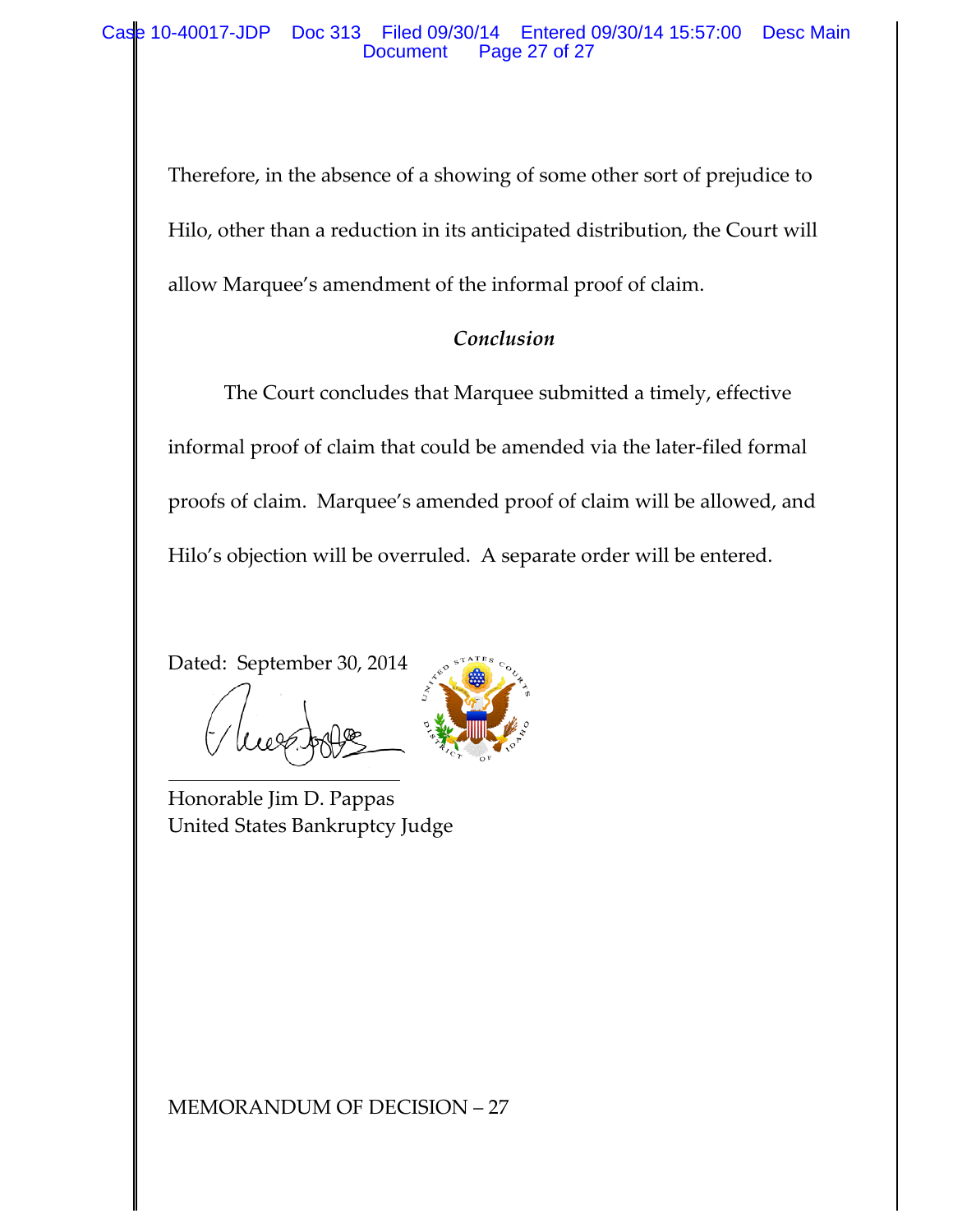Therefore, in the absence of a showing of some other sort of prejudice to Hilo, other than a reduction in its anticipated distribution, the Court will allow Marquee's amendment of the informal proof of claim.

### *Conclusion*

The Court concludes that Marquee submitted a timely, effective informal proof of claim that could be amended via the later-filed formal proofs of claim. Marquee's amended proof of claim will be allowed, and Hilo's objection will be overruled. A separate order will be entered.

Dated: September 30, 2014

Honorable Jim D. Pappas
United States Bankruptcy Judge

MEMORANDUM OF DECISION – 27